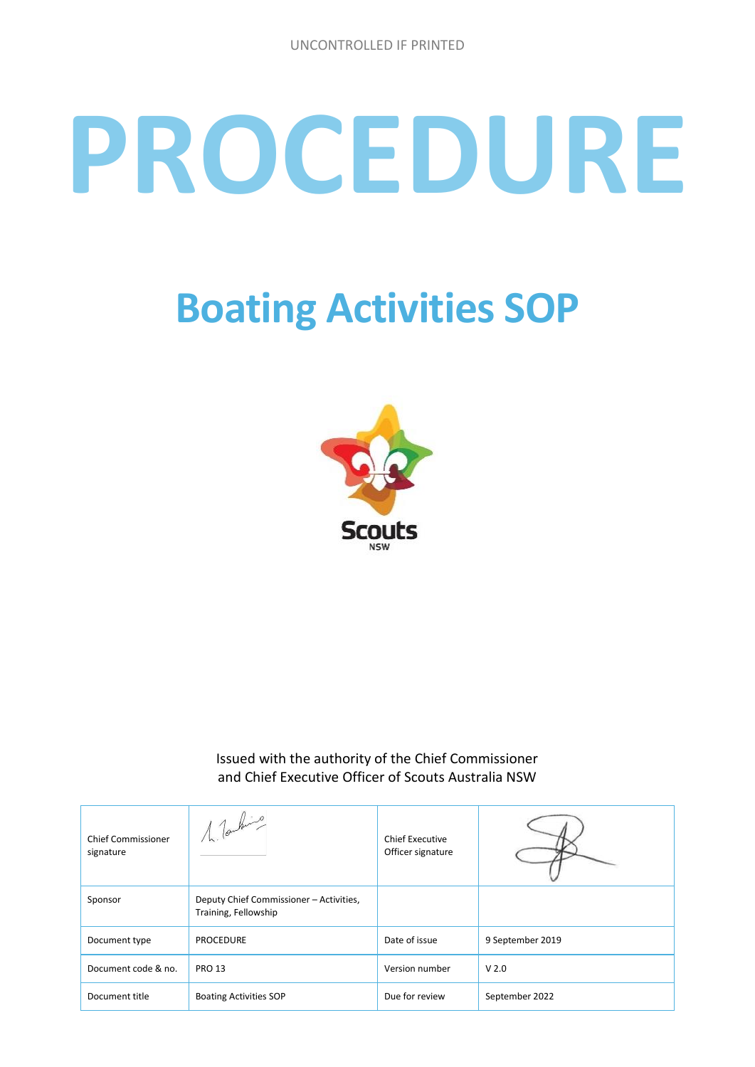UNCONTROLLED IF PRINTED

# PROCEDURE

## Boating Activities SOP

Issued with the authority of the Chief Commissioner and Chief Executive Officer of Scouts Australia NSW

| Chief Commissioner signature | | Chief Executive Officer signature | |
|---|---|---|---|
| Sponsor | Deputy Chief Commissioner – Activities, Training, Fellowship | | |
| Document type | PROCEDURE | Date of issue | 9 September 2019 |
| Document code & no. | PRO 13 | Version number | V 2.0 |
| Document title | Boating Activities SOP | Due for review | September 2022 |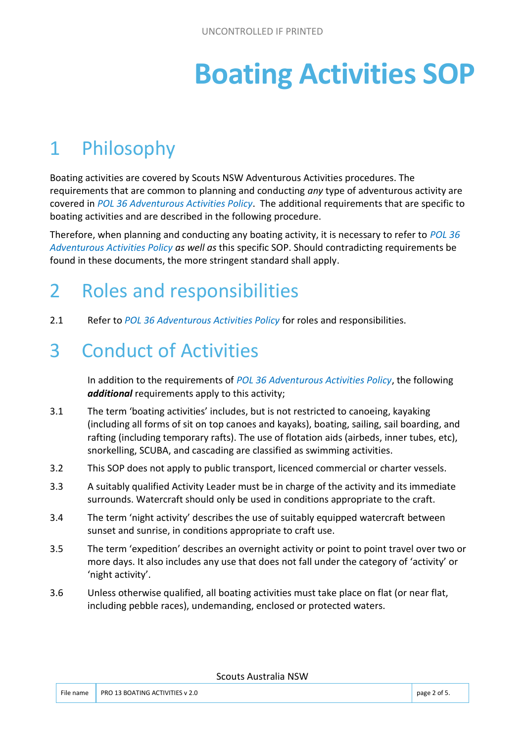# Boating Activities SOP

## 1 Philosophy

Boating activities are covered by Scouts NSW Adventurous Activities procedures. The requirements that are common to planning and conducting *any* type of adventurous activity are covered in *POL 36 Adventurous Activities Policy*. The additional requirements that are specific to boating activities and are described in the following procedure.

Therefore, when planning and conducting any boating activity, it is necessary to refer to *POL 36 Adventurous Activities Policy* *as well as* this specific SOP. Should contradicting requirements be found in these documents, the more stringent standard shall apply.

## 2 Roles and responsibilities

2.1 Refer to *POL 36 Adventurous Activities Policy* for roles and responsibilities.

## 3 Conduct of Activities

In addition to the requirements of *POL 36 Adventurous Activities Policy*, the following ***additional*** requirements apply to this activity;

3.1 The term 'boating activities' includes, but is not restricted to canoeing, kayaking (including all forms of sit on top canoes and kayaks), boating, sailing, sail boarding, and rafting (including temporary rafts). The use of flotation aids (airbeds, inner tubes, etc), snorkelling, SCUBA, and cascading are classified as swimming activities.

3.2 This SOP does not apply to public transport, licenced commercial or charter vessels.

3.3 A suitably qualified Activity Leader must be in charge of the activity and its immediate surrounds. Watercraft should only be used in conditions appropriate to the craft.

3.4 The term 'night activity' describes the use of suitably equipped watercraft between sunset and sunrise, in conditions appropriate to craft use.

3.5 The term 'expedition' describes an overnight activity or point to point travel over two or more days. It also includes any use that does not fall under the category of 'activity' or 'night activity'.

3.6 Unless otherwise qualified, all boating activities must take place on flat (or near flat, including pebble races), undemanding, enclosed or protected waters.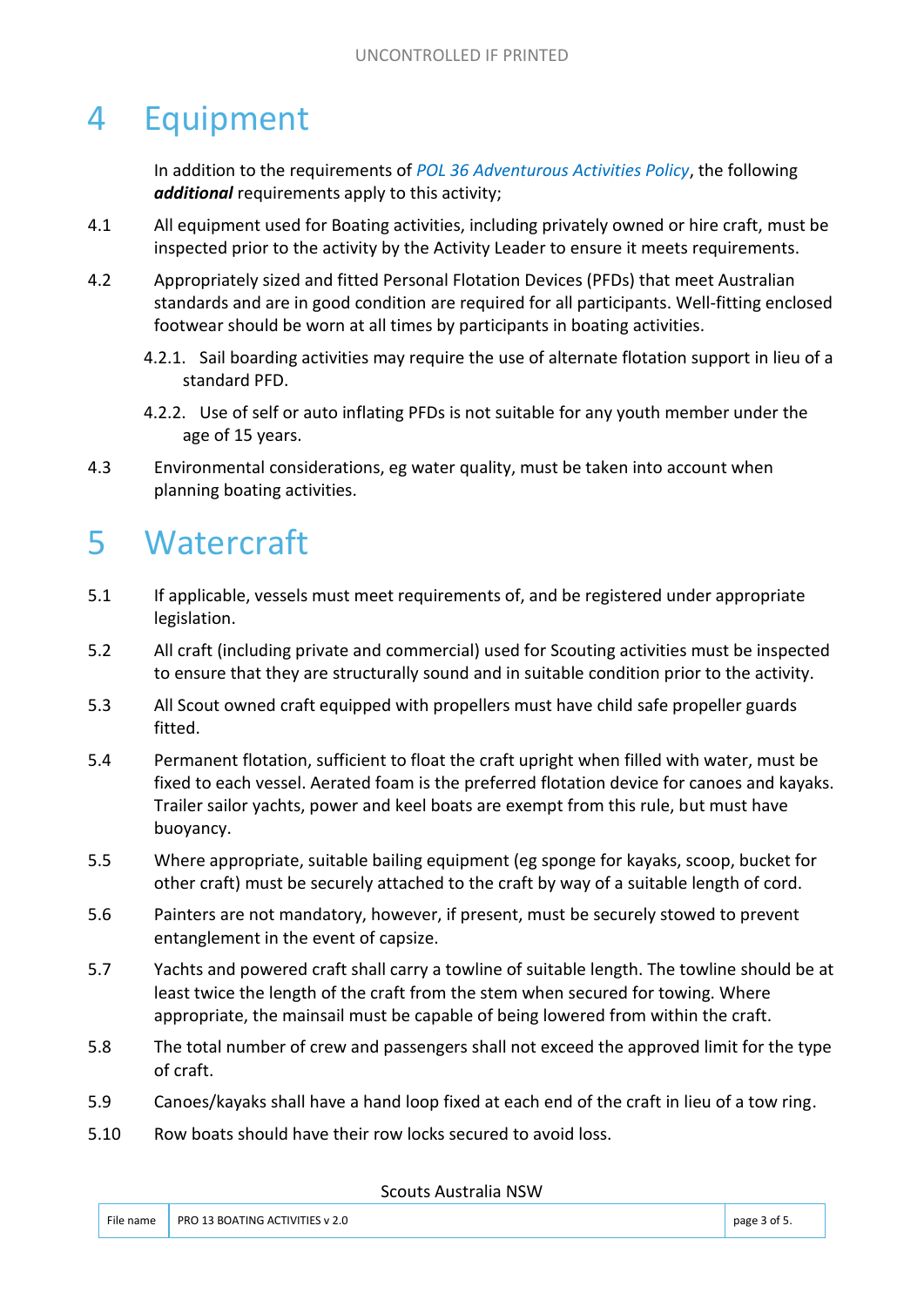# 4 Equipment

In addition to the requirements of *POL 36 Adventurous Activities Policy*, the following ***additional*** requirements apply to this activity;

4.1 All equipment used for Boating activities, including privately owned or hire craft, must be inspected prior to the activity by the Activity Leader to ensure it meets requirements.

4.2 Appropriately sized and fitted Personal Flotation Devices (PFDs) that meet Australian standards and are in good condition are required for all participants. Well-fitting enclosed footwear should be worn at all times by participants in boating activities.

4.2.1. Sail boarding activities may require the use of alternate flotation support in lieu of a standard PFD.

4.2.2. Use of self or auto inflating PFDs is not suitable for any youth member under the age of 15 years.

4.3 Environmental considerations, eg water quality, must be taken into account when planning boating activities.

# 5 Watercraft

5.1 If applicable, vessels must meet requirements of, and be registered under appropriate legislation.

5.2 All craft (including private and commercial) used for Scouting activities must be inspected to ensure that they are structurally sound and in suitable condition prior to the activity.

5.3 All Scout owned craft equipped with propellers must have child safe propeller guards fitted.

5.4 Permanent flotation, sufficient to float the craft upright when filled with water, must be fixed to each vessel. Aerated foam is the preferred flotation device for canoes and kayaks. Trailer sailor yachts, power and keel boats are exempt from this rule, but must have buoyancy.

5.5 Where appropriate, suitable bailing equipment (eg sponge for kayaks, scoop, bucket for other craft) must be securely attached to the craft by way of a suitable length of cord.

5.6 Painters are not mandatory, however, if present, must be securely stowed to prevent entanglement in the event of capsize.

5.7 Yachts and powered craft shall carry a towline of suitable length. The towline should be at least twice the length of the craft from the stem when secured for towing. Where appropriate, the mainsail must be capable of being lowered from within the craft.

5.8 The total number of crew and passengers shall not exceed the approved limit for the type of craft.

5.9 Canoes/kayaks shall have a hand loop fixed at each end of the craft in lieu of a tow ring.

5.10 Row boats should have their row locks secured to avoid loss.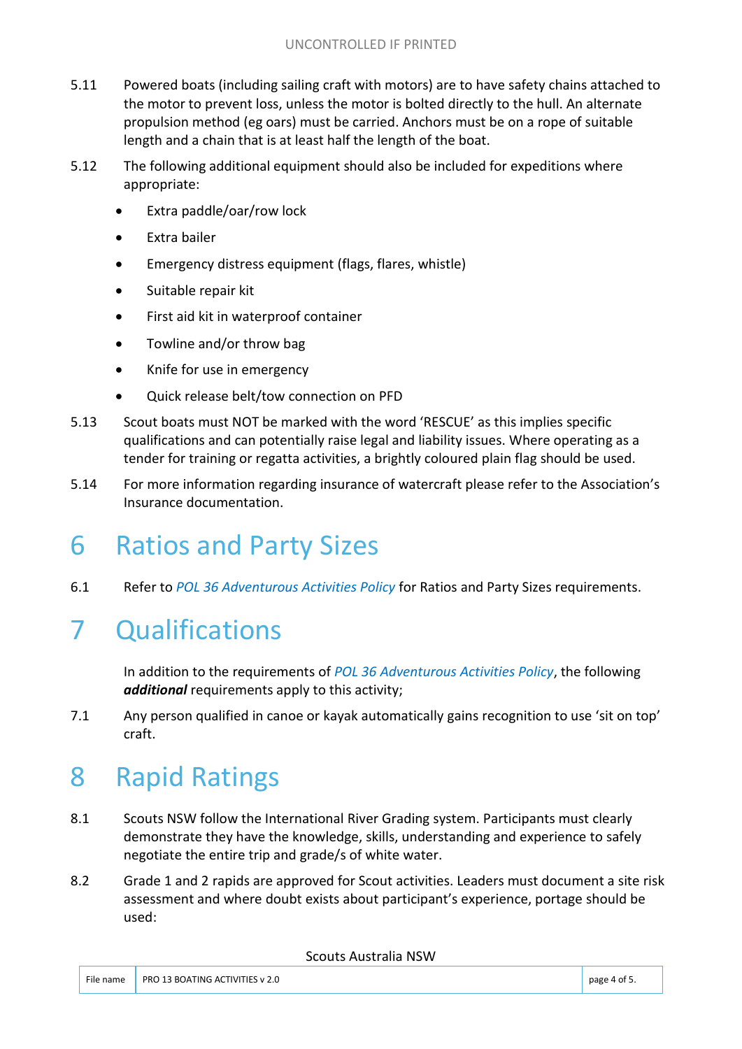5.11 Powered boats (including sailing craft with motors) are to have safety chains attached to the motor to prevent loss, unless the motor is bolted directly to the hull. An alternate propulsion method (eg oars) must be carried. Anchors must be on a rope of suitable length and a chain that is at least half the length of the boat.

5.12 The following additional equipment should also be included for expeditions where appropriate:

- Extra paddle/oar/row lock
- Extra bailer
- Emergency distress equipment (flags, flares, whistle)
- Suitable repair kit
- First aid kit in waterproof container
- Towline and/or throw bag
- Knife for use in emergency
- Quick release belt/tow connection on PFD

5.13 Scout boats must NOT be marked with the word 'RESCUE' as this implies specific qualifications and can potentially raise legal and liability issues. Where operating as a tender for training or regatta activities, a brightly coloured plain flag should be used.

5.14 For more information regarding insurance of watercraft please refer to the Association's Insurance documentation.

# 6 Ratios and Party Sizes

6.1 Refer to *POL 36 Adventurous Activities Policy* for Ratios and Party Sizes requirements.

# 7 Qualifications

In addition to the requirements of *POL 36 Adventurous Activities Policy*, the following ***additional*** requirements apply to this activity;

7.1 Any person qualified in canoe or kayak automatically gains recognition to use 'sit on top' craft.

# 8 Rapid Ratings

8.1 Scouts NSW follow the International River Grading system. Participants must clearly demonstrate they have the knowledge, skills, understanding and experience to safely negotiate the entire trip and grade/s of white water.

8.2 Grade 1 and 2 rapids are approved for Scout activities. Leaders must document a site risk assessment and where doubt exists about participant's experience, portage should be used: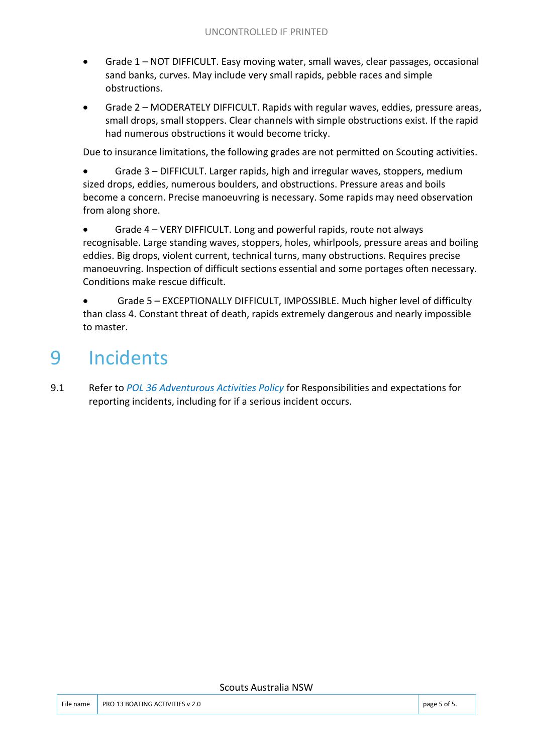- Grade 1 – NOT DIFFICULT. Easy moving water, small waves, clear passages, occasional sand banks, curves. May include very small rapids, pebble races and simple obstructions.
- Grade 2 – MODERATELY DIFFICULT. Rapids with regular waves, eddies, pressure areas, small drops, small stoppers. Clear channels with simple obstructions exist. If the rapid had numerous obstructions it would become tricky.

Due to insurance limitations, the following grades are not permitted on Scouting activities.

- Grade 3 – DIFFICULT. Larger rapids, high and irregular waves, stoppers, medium sized drops, eddies, numerous boulders, and obstructions. Pressure areas and boils become a concern. Precise manoeuvring is necessary. Some rapids may need observation from along shore.
- Grade 4 – VERY DIFFICULT. Long and powerful rapids, route not always recognisable. Large standing waves, stoppers, holes, whirlpools, pressure areas and boiling eddies. Big drops, violent current, technical turns, many obstructions. Requires precise manoeuvring. Inspection of difficult sections essential and some portages often necessary. Conditions make rescue difficult.
- Grade 5 – EXCEPTIONALLY DIFFICULT, IMPOSSIBLE. Much higher level of difficulty than class 4. Constant threat of death, rapids extremely dangerous and nearly impossible to master.

# 9 Incidents

9.1 Refer to *POL 36 Adventurous Activities Policy* for Responsibilities and expectations for reporting incidents, including for if a serious incident occurs.